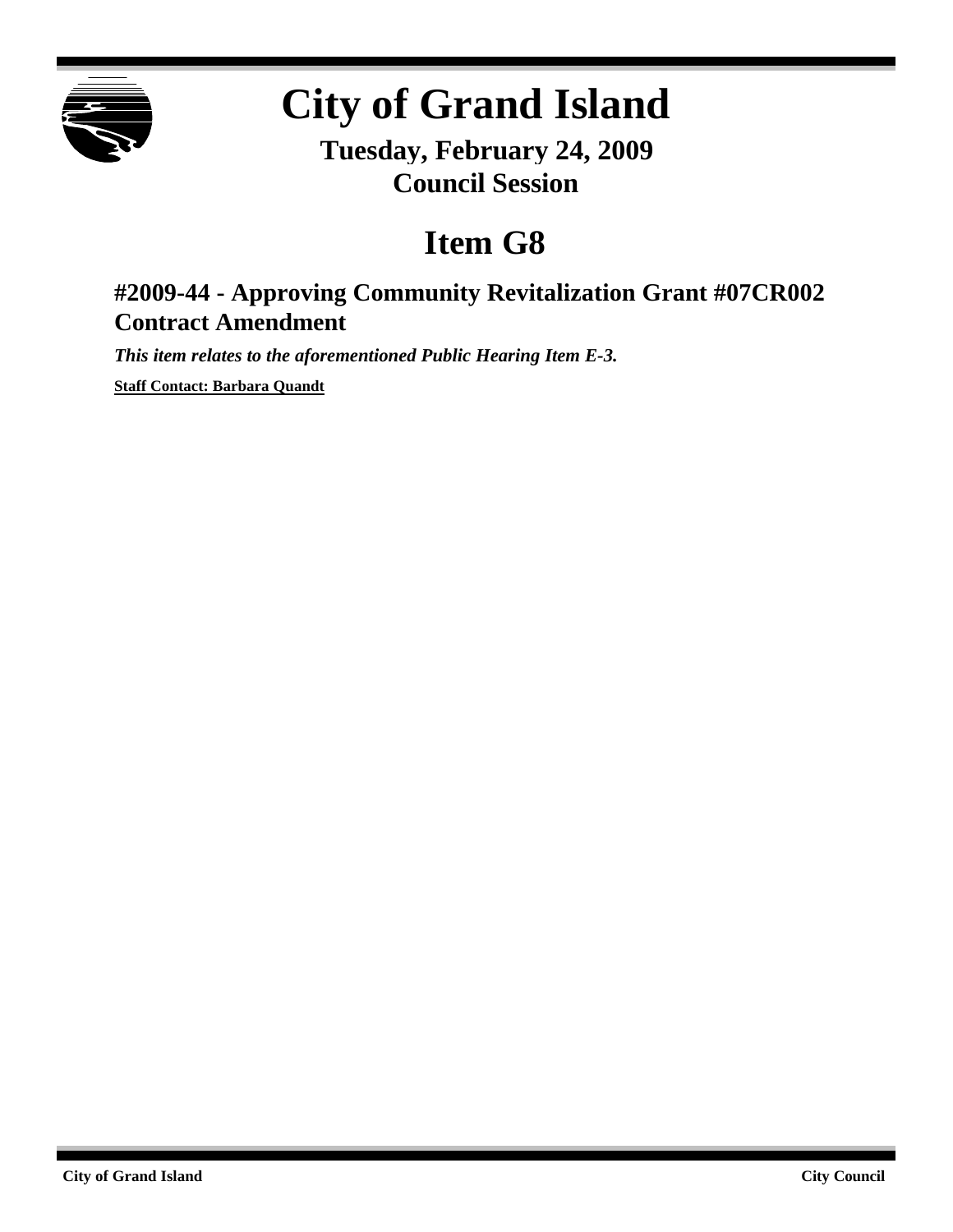# City of Grand Island

**Tuesday, February 24, 2009**
**Council Session**

# Item G8

## #2009-44 - Approving Community Revitalization Grant #07CR002 Contract Amendment

***This item relates to the aforementioned Public Hearing Item E-3.***

**Staff Contact: Barbara Quandt**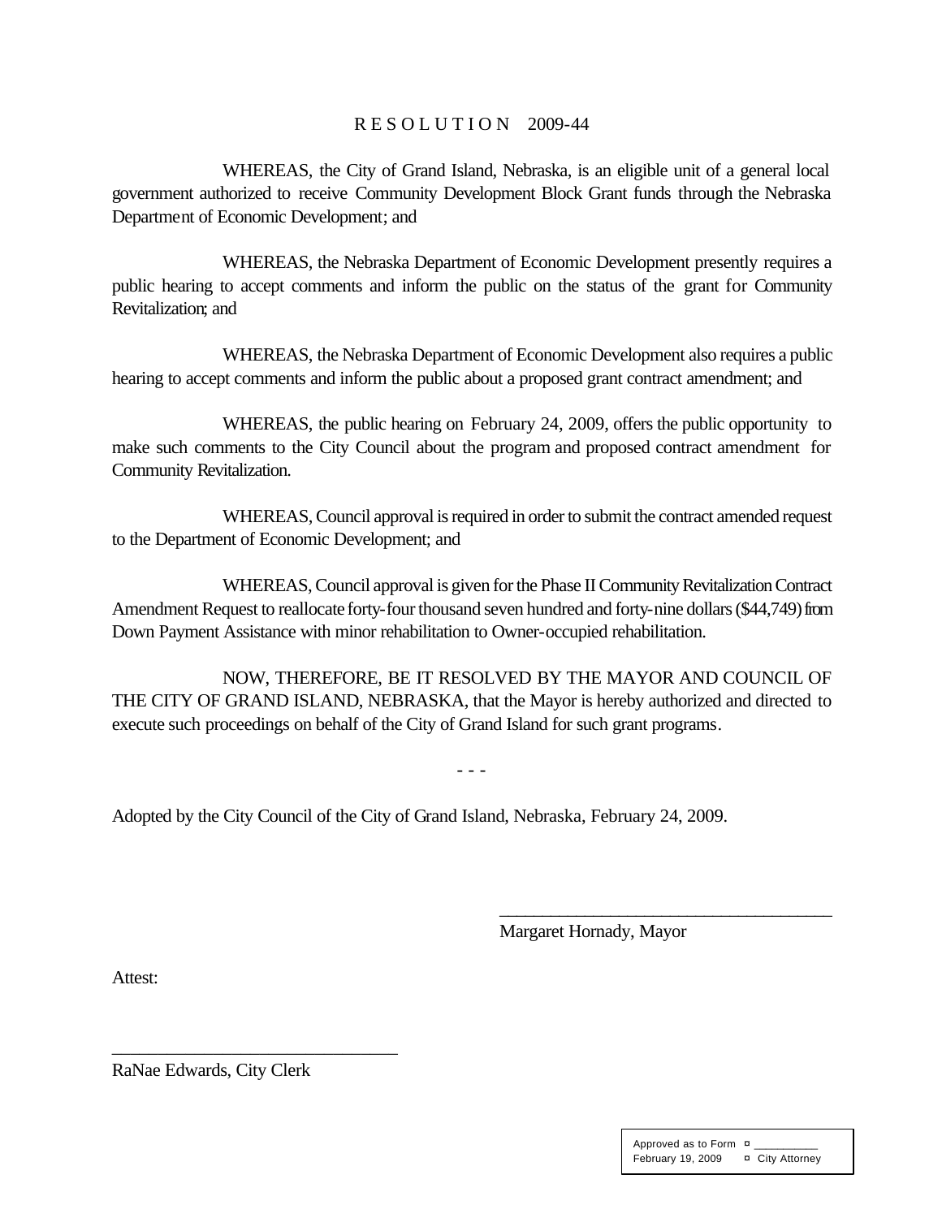# R E S O L U T I O N 2009-44

WHEREAS, the City of Grand Island, Nebraska, is an eligible unit of a general local government authorized to receive Community Development Block Grant funds through the Nebraska Department of Economic Development; and

WHEREAS, the Nebraska Department of Economic Development presently requires a public hearing to accept comments and inform the public on the status of the grant for Community Revitalization; and

WHEREAS, the Nebraska Department of Economic Development also requires a public hearing to accept comments and inform the public about a proposed grant contract amendment; and

WHEREAS, the public hearing on February 24, 2009, offers the public opportunity to make such comments to the City Council about the program and proposed contract amendment for Community Revitalization.

WHEREAS, Council approval is required in order to submit the contract amended request to the Department of Economic Development; and

WHEREAS, Council approval is given for the Phase II Community Revitalization Contract Amendment Request to reallocate forty-four thousand seven hundred and forty-nine dollars ($44,749) from Down Payment Assistance with minor rehabilitation to Owner-occupied rehabilitation.

NOW, THEREFORE, BE IT RESOLVED BY THE MAYOR AND COUNCIL OF THE CITY OF GRAND ISLAND, NEBRASKA, that the Mayor is hereby authorized and directed to execute such proceedings on behalf of the City of Grand Island for such grant programs.

- - -

Adopted by the City Council of the City of Grand Island, Nebraska, February 24, 2009.

_____________________________________
Margaret Hornady, Mayor

Attest:

_______________________________
RaNae Edwards, City Clerk

Approved as to Form ¤ __________
February 19, 2009 ¤ City Attorney